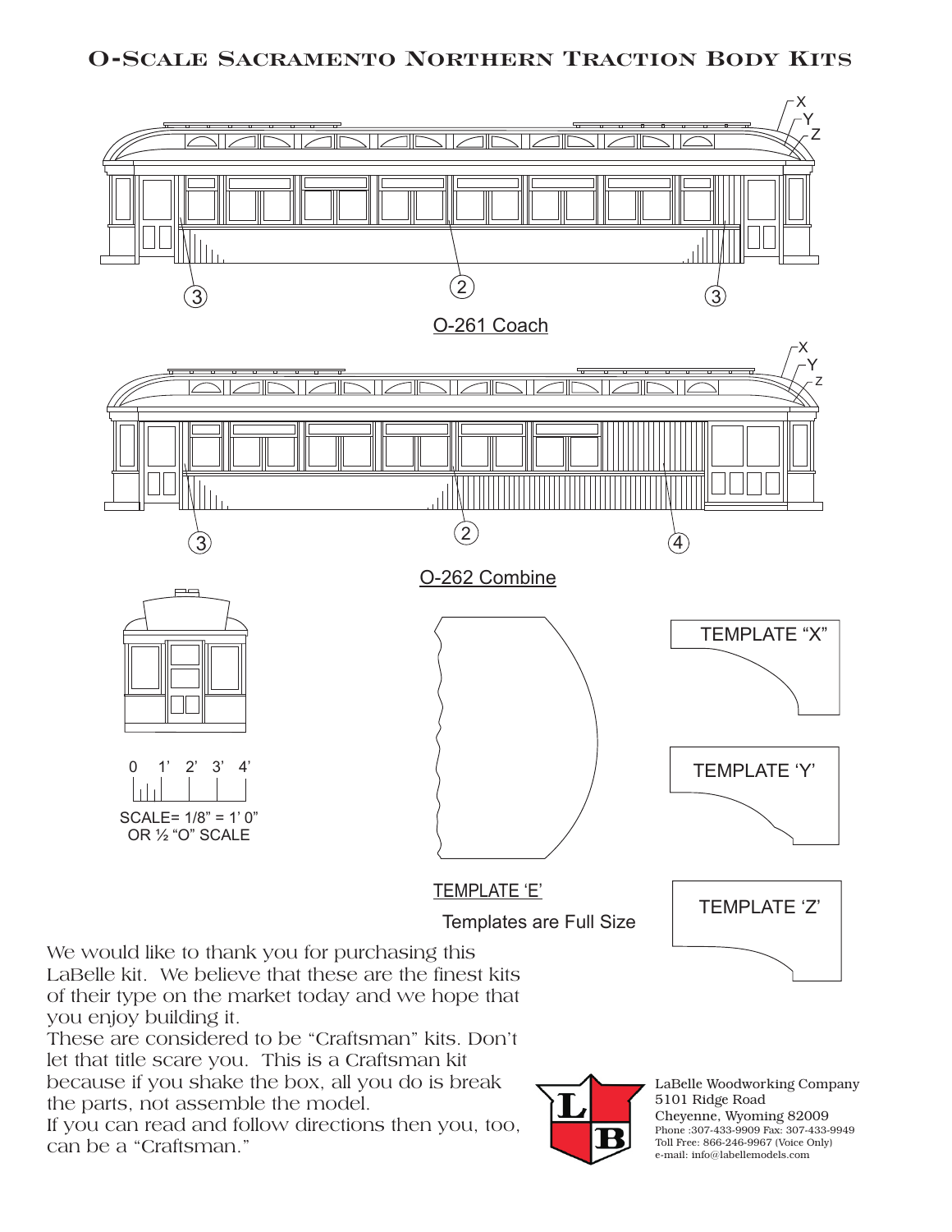# O-Scale Sacramento Northern Traction Body Kits

X
Y
Z

3 2 3

O-261 Coach

X
Y
Z

3 2 4

O-262 Combine

0 1' 2' 3' 4'

SCALE= 1/8" = 1' 0"
OR ½ "O" SCALE

TEMPLATE "X"

TEMPLATE 'Y'

TEMPLATE 'E'

Templates are Full Size

TEMPLATE 'Z'

We would like to thank you for purchasing this LaBelle kit. We believe that these are the finest kits of their type on the market today and we hope that you enjoy building it.

These are considered to be "Craftsman" kits. Don't let that title scare you. This is a Craftsman kit because if you shake the box, all you do is break the parts, not assemble the model.

If you can read and follow directions then you, too, can be a "Craftsman."

LaBelle Woodworking Company
5101 Ridge Road
Cheyenne, Wyoming 82009
Phone :307-433-9909 Fax: 307-433-9949
Toll Free: 866-246-9967 (Voice Only)
e-mail: info@labellemodels.com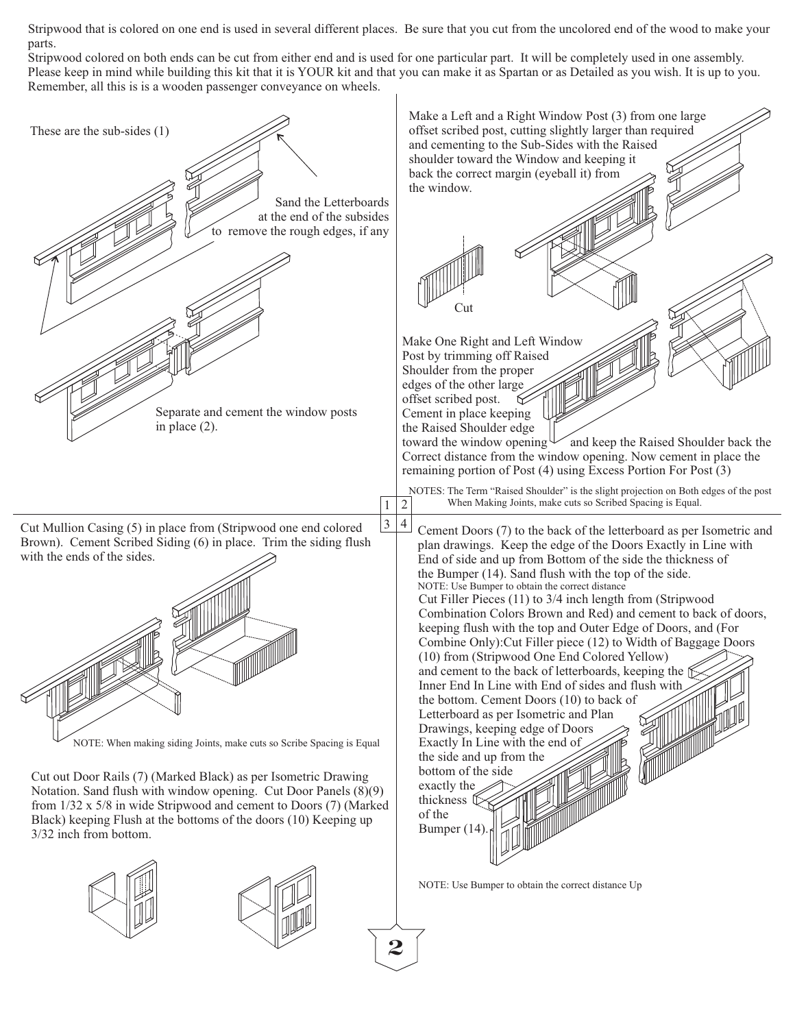Stripwood that is colored on one end is used in several different places. Be sure that you cut from the uncolored end of the wood to make your parts.

Stripwood colored on both ends can be cut from either end and is used for one particular part. It will be completely used in one assembly.

Please keep in mind while building this kit that it is YOUR kit and that you can make it as Spartan or as Detailed as you wish. It is up to you. Remember, all this is is a wooden passenger conveyance on wheels.

These are the sub-sides (1)

Sand the Letterboards at the end of the subsides to remove the rough edges, if any

Separate and cement the window posts in place (2).

Make a Left and a Right Window Post (3) from one large offset scribed post, cutting slightly larger than required and cementing to the Sub-Sides with the Raised shoulder toward the Window and keeping it back the correct margin (eyeball it) from the window.

Cut

Make One Right and Left Window Post by trimming off Raised Shoulder from the proper edges of the other large offset scribed post. Cement in place keeping the Raised Shoulder edge toward the window opening and keep the Raised Shoulder back the Correct distance from the window opening. Now cement in place the remaining portion of Post (4) using Excess Portion For Post (3)

NOTES: The Term "Raised Shoulder" is the slight projection on Both edges of the post When Making Joints, make cuts so Scribed Spacing is Equal.

Cut Mullion Casing (5) in place from (Stripwood one end colored Brown). Cement Scribed Siding (6) in place. Trim the siding flush with the ends of the sides.

NOTE: When making siding Joints, make cuts so Scribe Spacing is Equal

Cut out Door Rails (7) (Marked Black) as per Isometric Drawing Notation. Sand flush with window opening. Cut Door Panels (8)(9) from 1/32 x 5/8 in wide Stripwood and cement to Doors (7) (Marked Black) keeping Flush at the bottoms of the doors (10) Keeping up 3/32 inch from bottom.

Cement Doors (7) to the back of the letterboard as per Isometric and plan drawings. Keep the edge of the Doors Exactly in Line with End of side and up from Bottom of the side the thickness of the Bumper (14). Sand flush with the top of the side.

NOTE: Use Bumper to obtain the correct distance

Cut Filler Pieces (11) to 3/4 inch length from (Stripwood Combination Colors Brown and Red) and cement to back of doors, keeping flush with the top and Outer Edge of Doors, and (For Combine Only):Cut Filler piece (12) to Width of Baggage Doors (10) from (Stripwood One End Colored Yellow) and cement to the back of letterboards, keeping the Inner End In Line with End of sides and flush with the bottom. Cement Doors (10) to back of Letterboard as per Isometric and Plan Drawings, keeping edge of Doors Exactly In Line with the end of the side and up from the bottom of the side exactly the thickness of the Bumper (14).

NOTE: Use Bumper to obtain the correct distance Up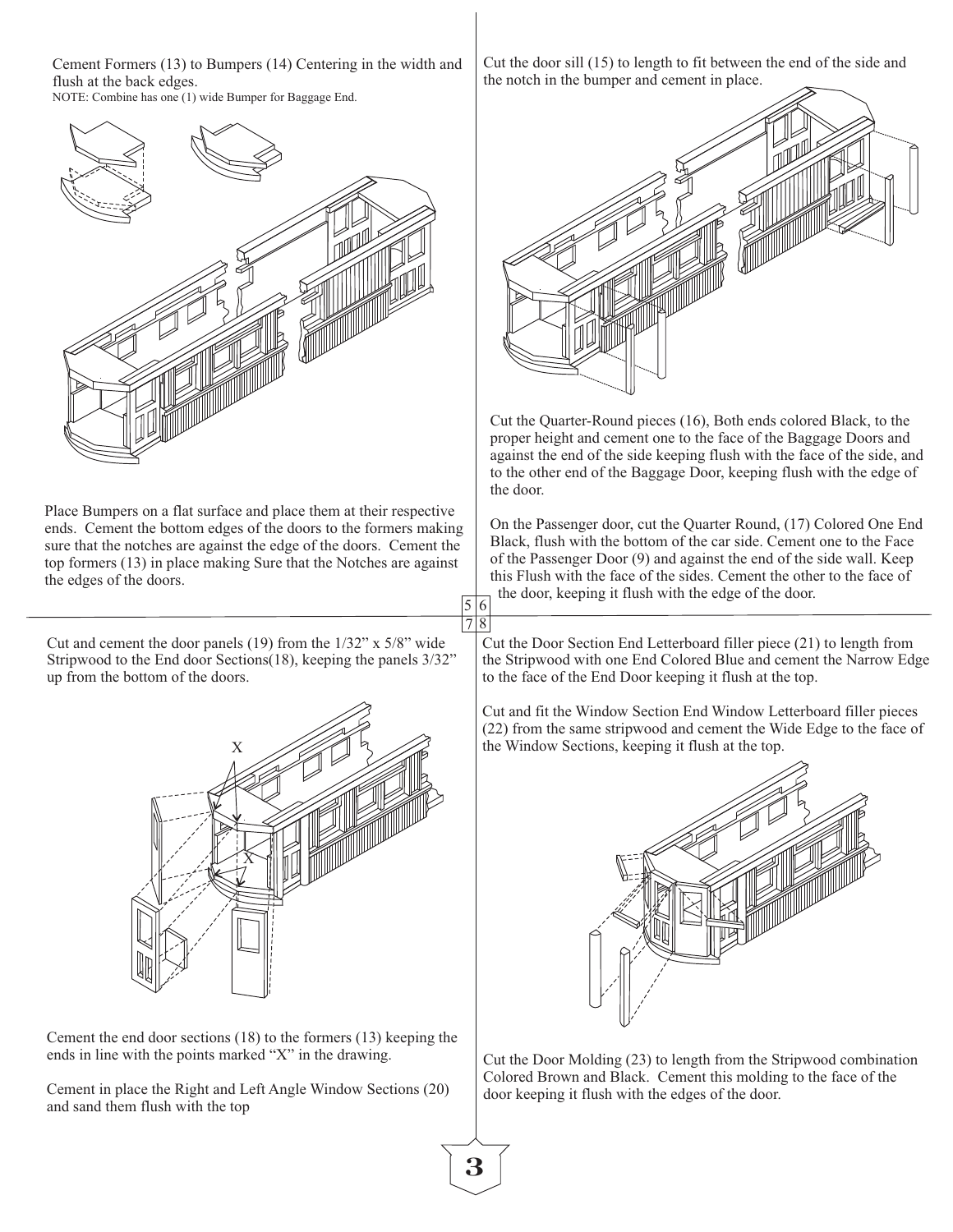Cement Formers (13) to Bumpers (14) Centering in the width and flush at the back edges.
NOTE: Combine has one (1) wide Bumper for Baggage End.

Place Bumpers on a flat surface and place them at their respective ends. Cement the bottom edges of the doors to the formers making sure that the notches are against the edge of the doors. Cement the top formers (13) in place making Sure that the Notches are against the edges of the doors.

Cut the door sill (15) to length to fit between the end of the side and the notch in the bumper and cement in place.

Cut the Quarter-Round pieces (16), Both ends colored Black, to the proper height and cement one to the face of the Baggage Doors and against the end of the side keeping flush with the face of the side, and to the other end of the Baggage Door, keeping flush with the edge of the door.

On the Passenger door, cut the Quarter Round, (17) Colored One End Black, flush with the bottom of the car side. Cement one to the Face of the Passenger Door (9) and against the end of the side wall. Keep this Flush with the face of the sides. Cement the other to the face of the door, keeping it flush with the edge of the door.

Cut and cement the door panels (19) from the 1/32" x 5/8" wide Stripwood to the End door Sections(18), keeping the panels 3/32" up from the bottom of the doors.

Cement the end door sections (18) to the formers (13) keeping the ends in line with the points marked "X" in the drawing.

Cement in place the Right and Left Angle Window Sections (20) and sand them flush with the top

Cut the Door Section End Letterboard filler piece (21) to length from the Stripwood with one End Colored Blue and cement the Narrow Edge to the face of the End Door keeping it flush at the top.

Cut and fit the Window Section End Window Letterboard filler pieces (22) from the same stripwood and cement the Wide Edge to the face of the Window Sections, keeping it flush at the top.

Cut the Door Molding (23) to length from the Stripwood combination Colored Brown and Black. Cement this molding to the face of the door keeping it flush with the edges of the door.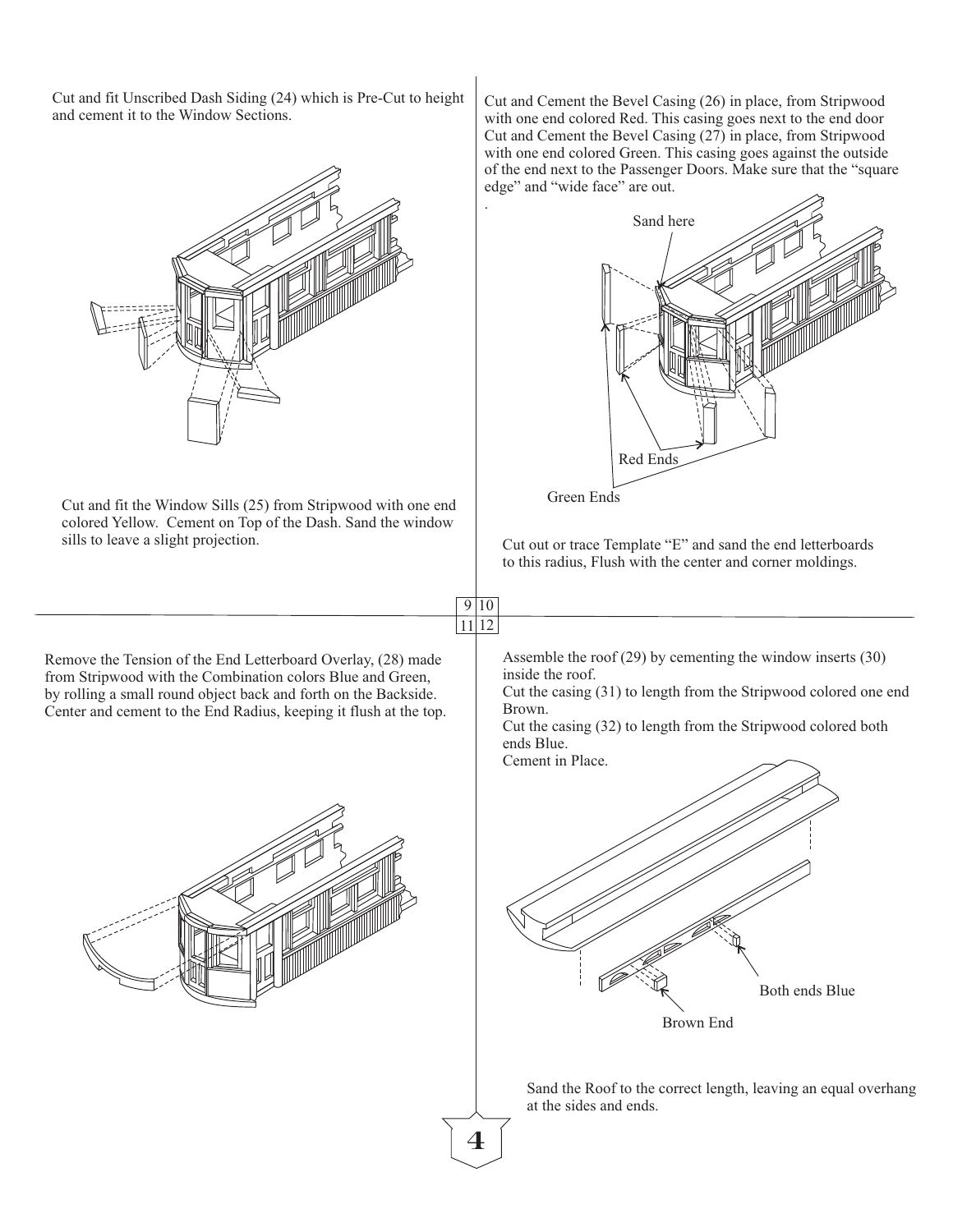Cut and fit Unscribed Dash Siding (24) which is Pre-Cut to height and cement it to the Window Sections.

Cut and fit the Window Sills (25) from Stripwood with one end colored Yellow. Cement on Top of the Dash. Sand the window sills to leave a slight projection.

Cut and Cement the Bevel Casing (26) in place, from Stripwood with one end colored Red. This casing goes next to the end door Cut and Cement the Bevel Casing (27) in place, from Stripwood with one end colored Green. This casing goes against the outside of the end next to the Passenger Doors. Make sure that the "square edge" and "wide face" are out.

Sand here

Red Ends

Green Ends

Cut out or trace Template "E" and sand the end letterboards to this radius, Flush with the center and corner moldings.

Remove the Tension of the End Letterboard Overlay, (28) made from Stripwood with the Combination colors Blue and Green, by rolling a small round object back and forth on the Backside. Center and cement to the End Radius, keeping it flush at the top.

Assemble the roof (29) by cementing the window inserts (30) inside the roof.
Cut the casing (31) to length from the Stripwood colored one end Brown.
Cut the casing (32) to length from the Stripwood colored both ends Blue.
Cement in Place.

Both ends Blue

Brown End

Sand the Roof to the correct length, leaving an equal overhang at the sides and ends.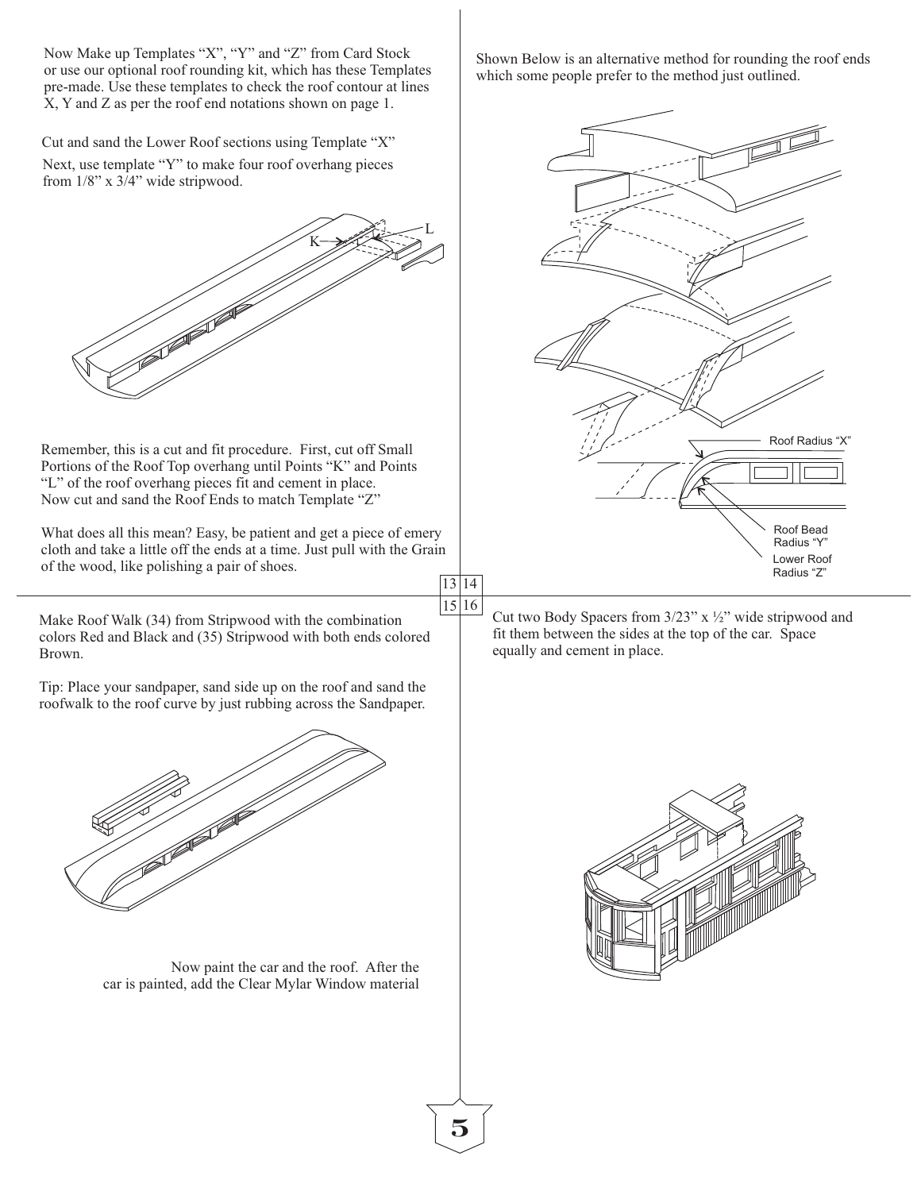Now Make up Templates "X", "Y" and "Z" from Card Stock or use our optional roof rounding kit, which has these Templates pre-made. Use these templates to check the roof contour at lines X, Y and Z as per the roof end notations shown on page 1.

Cut and sand the Lower Roof sections using Template "X"

Next, use template "Y" to make four roof overhang pieces from 1/8" x 3/4" wide stripwood.

Remember, this is a cut and fit procedure. First, cut off Small Portions of the Roof Top overhang until Points "K" and Points "L" of the roof overhang pieces fit and cement in place. Now cut and sand the Roof Ends to match Template "Z"

What does all this mean? Easy, be patient and get a piece of emery cloth and take a little off the ends at a time. Just pull with the Grain of the wood, like polishing a pair of shoes.

Shown Below is an alternative method for rounding the roof ends which some people prefer to the method just outlined.

Roof Radius "X"

Roof Bead Radius "Y"

Lower Roof Radius "Z"

Make Roof Walk (34) from Stripwood with the combination colors Red and Black and (35) Stripwood with both ends colored Brown.

Tip: Place your sandpaper, sand side up on the roof and sand the roofwalk to the roof curve by just rubbing across the Sandpaper.

Now paint the car and the roof. After the car is painted, add the Clear Mylar Window material

Cut two Body Spacers from 3/23" x ½" wide stripwood and fit them between the sides at the top of the car. Space equally and cement in place.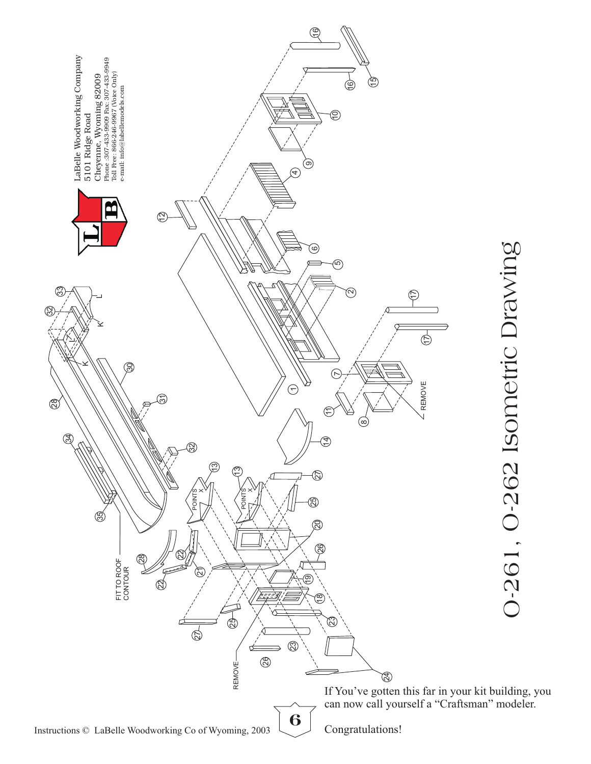LaBelle Woodworking Company
5101 Ridge Road
Cheyenne, Wyoming 82009
Phone :307-433-9909 Fax: 307-433-9949
Toll Free: 866-246-9967 (Voice Only)
e-mail: info@labellemodels.com

# O-261, O-262 Isometric Drawing

FIT TO ROOF CONTOUR

REMOVE

POINTS X

K

L

1 2 4 5 6 7 8 9 10 11 12 13 14 15 16 17 18 19 20 21 22 23 24 25 26 27 28 30 31 32 33 34 35

If You've gotten this far in your kit building, you can now call yourself a "Craftsman" modeler.

Congratulations!

Instructions © LaBelle Woodworking Co of Wyoming, 2003